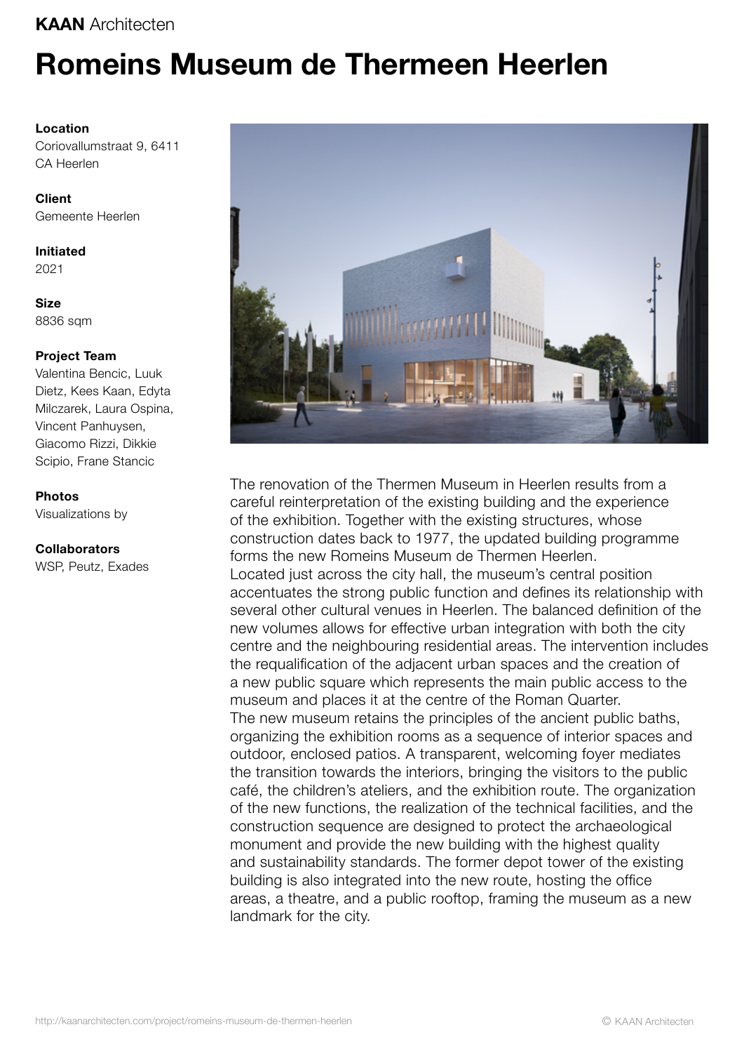**KAAN** Architecten

# Romeins Museum de Thermeen Heerlen

**Location**
Coriovallumstraat 9, 6411 CA Heerlen

**Client**
Gemeente Heerlen

**Initiated**
2021

**Size**
8836 sqm

**Project Team**
Valentina Bencic, Luuk Dietz, Kees Kaan, Edyta Milczarek, Laura Ospina, Vincent Panhuysen, Giacomo Rizzi, Dikkie Scipio, Frane Stancic

**Photos**
Visualizations by

**Collaborators**
WSP, Peutz, Exades

The renovation of the Thermen Museum in Heerlen results from a careful reinterpretation of the existing building and the experience of the exhibition. Together with the existing structures, whose construction dates back to 1977, the updated building programme forms the new Romeins Museum de Thermen Heerlen.
Located just across the city hall, the museum's central position accentuates the strong public function and defines its relationship with several other cultural venues in Heerlen. The balanced definition of the new volumes allows for effective urban integration with both the city centre and the neighbouring residential areas. The intervention includes the requalification of the adjacent urban spaces and the creation of a new public square which represents the main public access to the museum and places it at the centre of the Roman Quarter.
The new museum retains the principles of the ancient public baths, organizing the exhibition rooms as a sequence of interior spaces and outdoor, enclosed patios. A transparent, welcoming foyer mediates the transition towards the interiors, bringing the visitors to the public café, the children's ateliers, and the exhibition route. The organization of the new functions, the realization of the technical facilities, and the construction sequence are designed to protect the archaeological monument and provide the new building with the highest quality and sustainability standards. The former depot tower of the existing building is also integrated into the new route, hosting the office areas, a theatre, and a public rooftop, framing the museum as a new landmark for the city.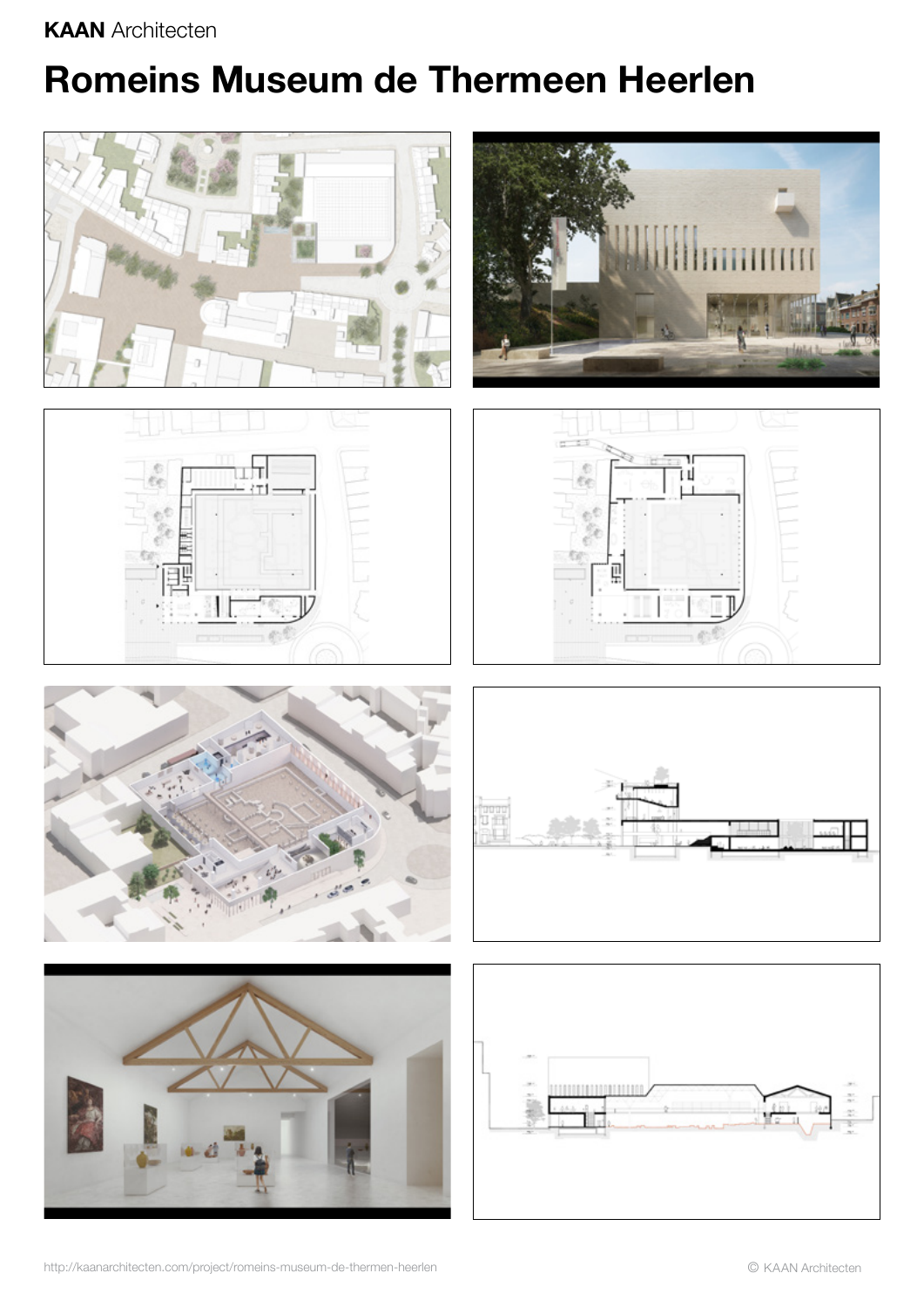KAAN Architecten

# Romeins Museum de Thermeen Heerlen

http://kaanarchitecten.com/project/romeins-museum-de-thermen-heerlen

© KAAN Architecten